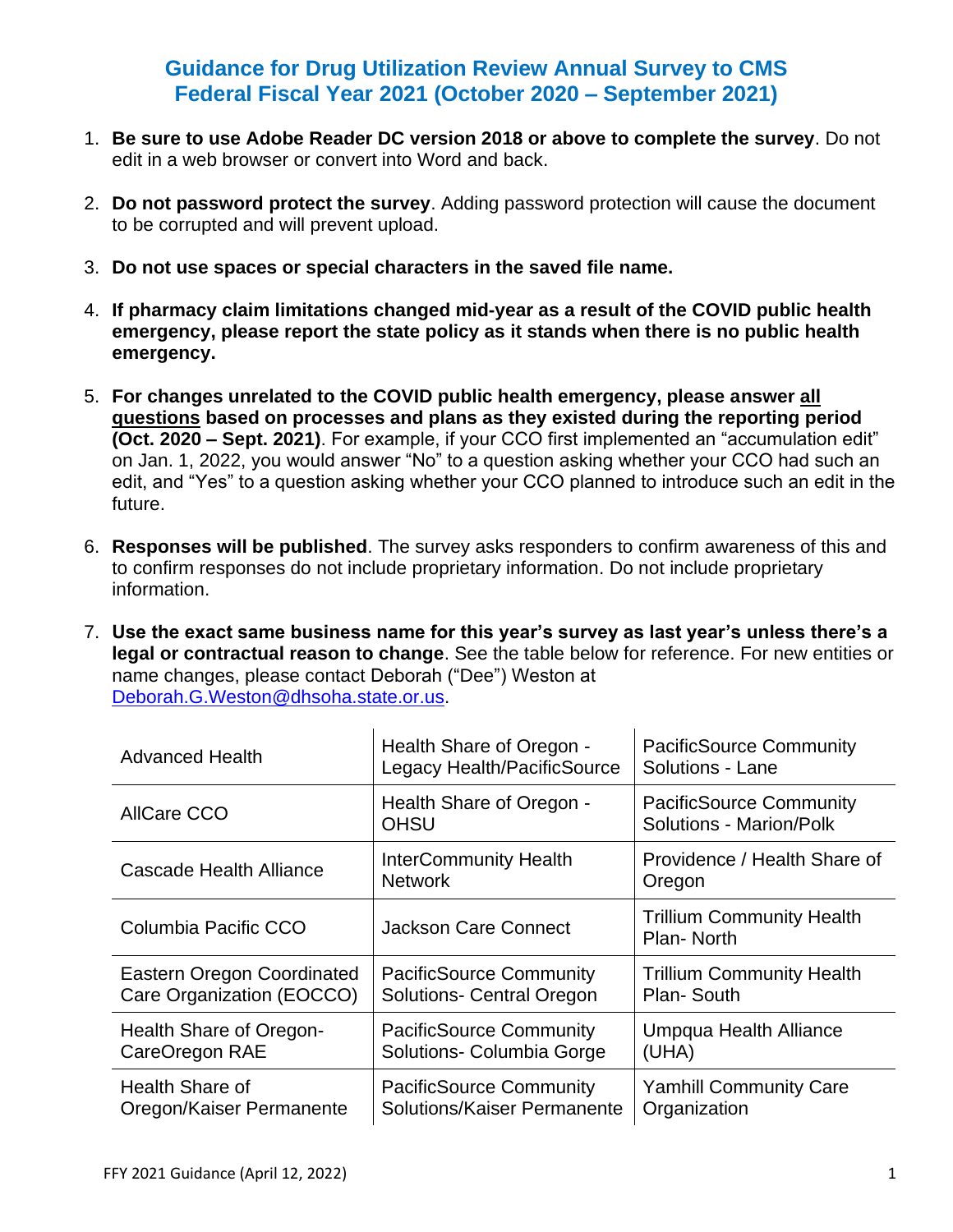# Guidance for Drug Utilization Review Annual Survey to CMS
# Federal Fiscal Year 2021 (October 2020 – September 2021)

1. **Be sure to use Adobe Reader DC version 2018 or above to complete the survey**. Do not edit in a web browser or convert into Word and back.

2. **Do not password protect the survey**. Adding password protection will cause the document to be corrupted and will prevent upload.

3. **Do not use spaces or special characters in the saved file name.**

4. **If pharmacy claim limitations changed mid-year as a result of the COVID public health emergency, please report the state policy as it stands when there is no public health emergency.**

5. **For changes unrelated to the COVID public health emergency, please answer <u>all questions</u> based on processes and plans as they existed during the reporting period (Oct. 2020 – Sept. 2021)**. For example, if your CCO first implemented an "accumulation edit" on Jan. 1, 2022, you would answer "No" to a question asking whether your CCO had such an edit, and "Yes" to a question asking whether your CCO planned to introduce such an edit in the future.

6. **Responses will be published**. The survey asks responders to confirm awareness of this and to confirm responses do not include proprietary information. Do not include proprietary information.

7. **Use the exact same business name for this year's survey as last year's unless there's a legal or contractual reason to change**. See the table below for reference. For new entities or name changes, please contact Deborah ("Dee") Weston at Deborah.G.Weston@dhsoha.state.or.us.

| | | |
|---|---|---|
| Advanced Health | Health Share of Oregon - Legacy Health/PacificSource | PacificSource Community Solutions - Lane |
| AllCare CCO | Health Share of Oregon - OHSU | PacificSource Community Solutions - Marion/Polk |
| Cascade Health Alliance | InterCommunity Health Network | Providence / Health Share of Oregon |
| Columbia Pacific CCO | Jackson Care Connect | Trillium Community Health Plan- North |
| Eastern Oregon Coordinated Care Organization (EOCCO) | PacificSource Community Solutions- Central Oregon | Trillium Community Health Plan- South |
| Health Share of Oregon- CareOregon RAE | PacificSource Community Solutions- Columbia Gorge | Umpqua Health Alliance (UHA) |
| Health Share of Oregon/Kaiser Permanente | PacificSource Community Solutions/Kaiser Permanente | Yamhill Community Care Organization |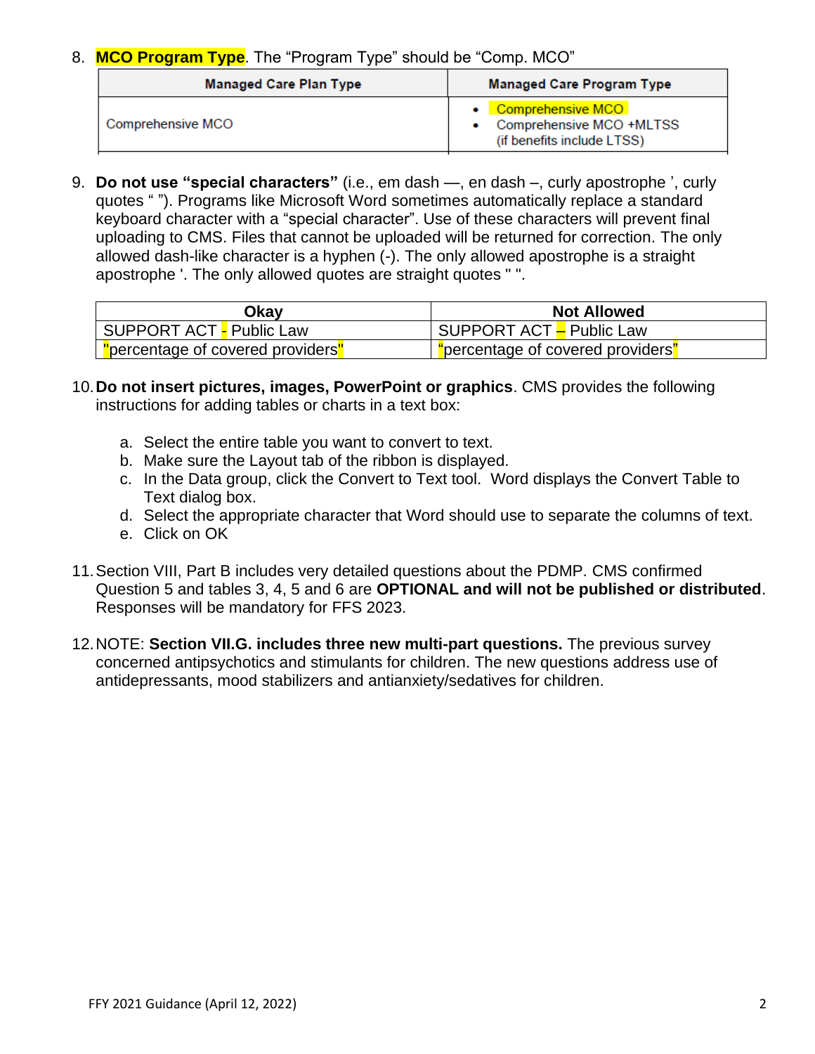8. **MCO Program Type**. The “Program Type” should be “Comp. MCO”

| Managed Care Plan Type | Managed Care Program Type |
| --- | --- |
| Comprehensive MCO | • Comprehensive MCO<br>• Comprehensive MCO +MLTSS (if benefits include LTSS) |

9. **Do not use “special characters”** (i.e., em dash —, en dash –, curly apostrophe ’, curly quotes “ ”). Programs like Microsoft Word sometimes automatically replace a standard keyboard character with a “special character”. Use of these characters will prevent final uploading to CMS. Files that cannot be uploaded will be returned for correction. The only allowed dash-like character is a hyphen (-). The only allowed apostrophe is a straight apostrophe '. The only allowed quotes are straight quotes " ".

| Okay | Not Allowed |
| --- | --- |
| SUPPORT ACT - Public Law | SUPPORT ACT – Public Law |
| "percentage of covered providers" | “percentage of covered providers” |

10. **Do not insert pictures, images, PowerPoint or graphics**. CMS provides the following instructions for adding tables or charts in a text box:

    a. Select the entire table you want to convert to text.
    b. Make sure the Layout tab of the ribbon is displayed.
    c. In the Data group, click the Convert to Text tool. Word displays the Convert Table to Text dialog box.
    d. Select the appropriate character that Word should use to separate the columns of text.
    e. Click on OK

11. Section VIII, Part B includes very detailed questions about the PDMP. CMS confirmed Question 5 and tables 3, 4, 5 and 6 are **OPTIONAL and will not be published or distributed**. Responses will be mandatory for FFS 2023.

12. NOTE: **Section VII.G. includes three new multi-part questions.** The previous survey concerned antipsychotics and stimulants for children. The new questions address use of antidepressants, mood stabilizers and antianxiety/sedatives for children.